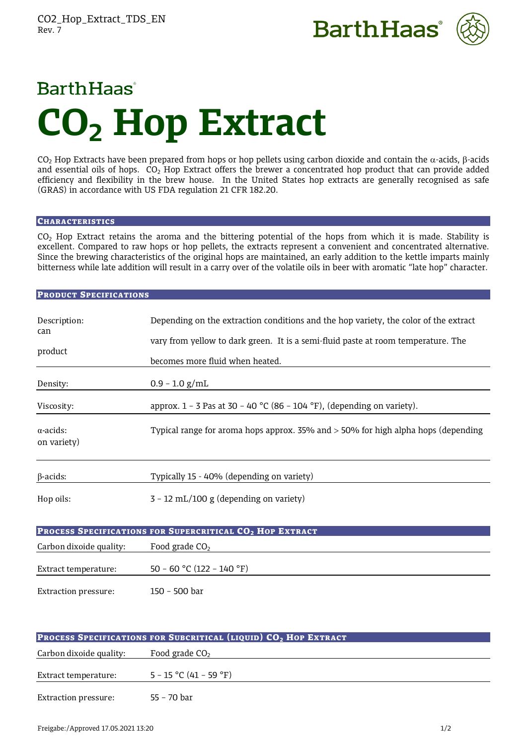BarthHaas

# $CO_2$ Hop Extract

$CO_2$ Hop Extracts have been prepared from hops or hop pellets using carbon dioxide and contain the α-acids, β-acids and essential oils of hops. $CO_2$ Hop Extract offers the brewer a concentrated hop product that can provide added efficiency and flexibility in the brew house. In the United States hop extracts are generally recognised as safe (GRAS) in accordance with US FDA regulation 21 CFR 182.20.

## Characteristics

$CO_2$ Hop Extract retains the aroma and the bittering potential of the hops from which it is made. Stability is excellent. Compared to raw hops or hop pellets, the extracts represent a convenient and concentrated alternative. Since the brewing characteristics of the original hops are maintained, an early addition to the kettle imparts mainly bitterness while late addition will result in a carry over of the volatile oils in beer with aromatic "late hop" character.

## Product Specifications

| | |
|---|---|
| Description: | Depending on the extraction conditions and the hop variety, the color of the extract can vary from yellow to dark green. It is a semi-fluid paste at room temperature. The product becomes more fluid when heated. |
| Density: | 0.9 – 1.0 g/mL |
| Viscosity: | approx. 1 – 3 Pas at 30 – 40 °C (86 – 104 °F), (depending on variety). |
| α-acids: | Typical range for aroma hops approx. 35% and > 50% for high alpha hops (depending on variety) |
| β-acids: | Typically 15 - 40% (depending on variety) |
| Hop oils: | 3 – 12 mL/100 g (depending on variety) |

## Process Specifications for Supercritical $CO_2$ Hop Extract

| | |
|---|---|
| Carbon dixoide quality: | Food grade $CO_2$ |
| Extract temperature: | 50 – 60 °C (122 – 140 °F) |
| Extraction pressure: | 150 – 500 bar |

## Process Specifications for Subcritical (liquid) $CO_2$ Hop Extract

| | |
|---|---|
| Carbon dixoide quality: | Food grade $CO_2$ |
| Extract temperature: | 5 – 15 °C (41 – 59 °F) |
| Extraction pressure: | 55 – 70 bar |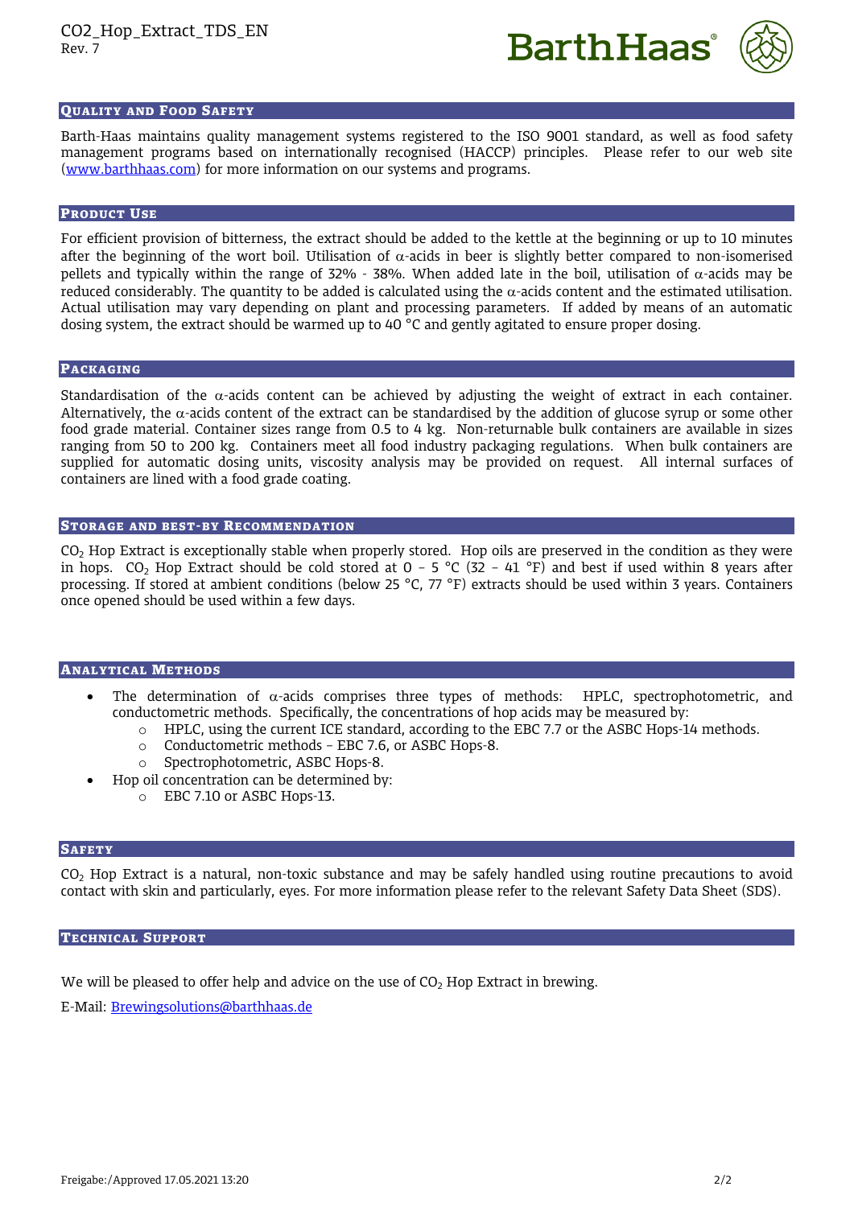## Quality and Food Safety

Barth-Haas maintains quality management systems registered to the ISO 9001 standard, as well as food safety management programs based on internationally recognised (HACCP) principles. Please refer to our web site (www.barthhaas.com) for more information on our systems and programs.

## Product Use

For efficient provision of bitterness, the extract should be added to the kettle at the beginning or up to 10 minutes after the beginning of the wort boil. Utilisation of $\alpha$-acids in beer is slightly better compared to non-isomerised pellets and typically within the range of 32% - 38%. When added late in the boil, utilisation of $\alpha$-acids may be reduced considerably. The quantity to be added is calculated using the $\alpha$-acids content and the estimated utilisation. Actual utilisation may vary depending on plant and processing parameters. If added by means of an automatic dosing system, the extract should be warmed up to 40 °C and gently agitated to ensure proper dosing.

## Packaging

Standardisation of the $\alpha$-acids content can be achieved by adjusting the weight of extract in each container. Alternatively, the $\alpha$-acids content of the extract can be standardised by the addition of glucose syrup or some other food grade material. Container sizes range from 0.5 to 4 kg. Non-returnable bulk containers are available in sizes ranging from 50 to 200 kg. Containers meet all food industry packaging regulations. When bulk containers are supplied for automatic dosing units, viscosity analysis may be provided on request. All internal surfaces of containers are lined with a food grade coating.

## Storage and best-by Recommendation

$CO_2$ Hop Extract is exceptionally stable when properly stored. Hop oils are preserved in the condition as they were in hops. $CO_2$ Hop Extract should be cold stored at 0 – 5 °C (32 – 41 °F) and best if used within 8 years after processing. If stored at ambient conditions (below 25 °C, 77 °F) extracts should be used within 3 years. Containers once opened should be used within a few days.

## Analytical Methods

- The determination of $\alpha$-acids comprises three types of methods: HPLC, spectrophotometric, and conductometric methods. Specifically, the concentrations of hop acids may be measured by:
  - HPLC, using the current ICE standard, according to the EBC 7.7 or the ASBC Hops-14 methods.
  - Conductometric methods – EBC 7.6, or ASBC Hops-8.
  - Spectrophotometric, ASBC Hops-8.
- Hop oil concentration can be determined by:
  - EBC 7.10 or ASBC Hops-13.

## Safety

$CO_2$ Hop Extract is a natural, non-toxic substance and may be safely handled using routine precautions to avoid contact with skin and particularly, eyes. For more information please refer to the relevant Safety Data Sheet (SDS).

## Technical Support

We will be pleased to offer help and advice on the use of $CO_2$ Hop Extract in brewing.

E-Mail: Brewingsolutions@barthhaas.de

Freigabe:/Approved 17.05.2021 13:20